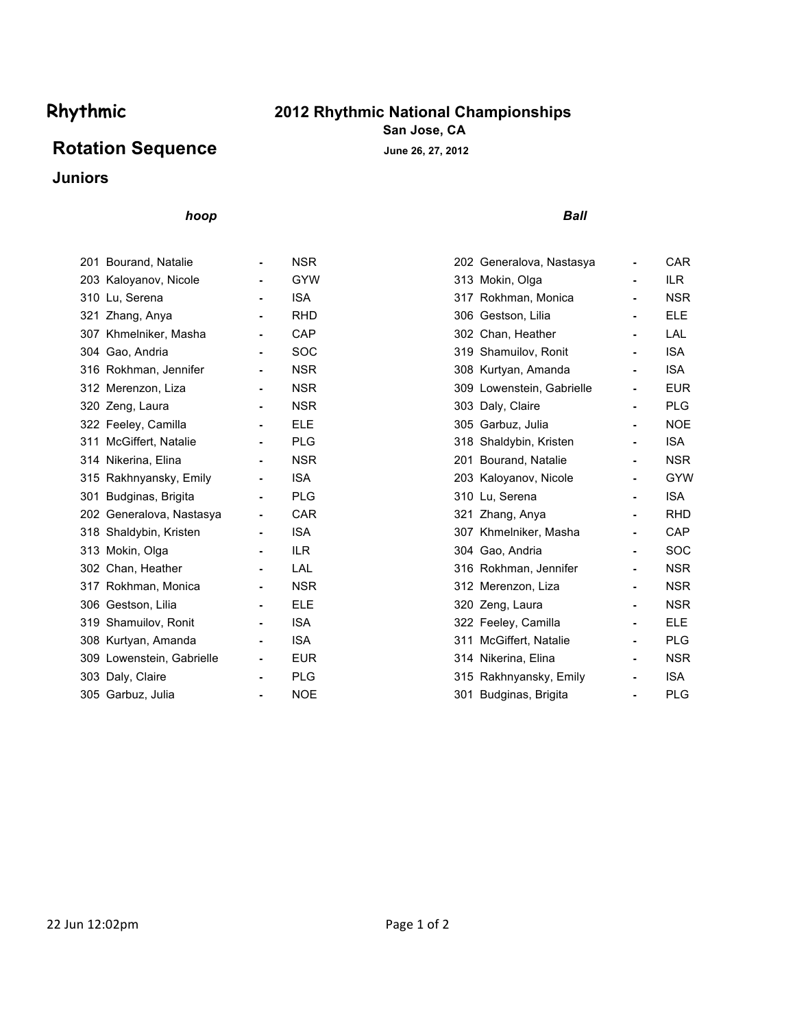# Rhythmic

## 2012 Rhythmic National Championships

**San Jose, CA**

**June 26, 27, 2012**

## Rotation Sequence

### Juniors

| *hoop* | | | | *Ball* | | | |
|---|---|---|---|---|---|---|---|
| 201 | Bourand, Natalie | - | NSR | 202 | Generalova, Nastasya | - | CAR |
| 203 | Kaloyanov, Nicole | - | GYW | 313 | Mokin, Olga | - | ILR |
| 310 | Lu, Serena | - | ISA | 317 | Rokhman, Monica | - | NSR |
| 321 | Zhang, Anya | - | RHD | 306 | Gestson, Lilia | - | ELE |
| 307 | Khmelniker, Masha | - | CAP | 302 | Chan, Heather | - | LAL |
| 304 | Gao, Andria | - | SOC | 319 | Shamuilov, Ronit | - | ISA |
| 316 | Rokhman, Jennifer | - | NSR | 308 | Kurtyan, Amanda | - | ISA |
| 312 | Merenzon, Liza | - | NSR | 309 | Lowenstein, Gabrielle | - | EUR |
| 320 | Zeng, Laura | - | NSR | 303 | Daly, Claire | - | PLG |
| 322 | Feeley, Camilla | - | ELE | 305 | Garbuz, Julia | - | NOE |
| 311 | McGiffert, Natalie | - | PLG | 318 | Shaldybin, Kristen | - | ISA |
| 314 | Nikerina, Elina | - | NSR | 201 | Bourand, Natalie | - | NSR |
| 315 | Rakhnyansky, Emily | - | ISA | 203 | Kaloyanov, Nicole | - | GYW |
| 301 | Budginas, Brigita | - | PLG | 310 | Lu, Serena | - | ISA |
| 202 | Generalova, Nastasya | - | CAR | 321 | Zhang, Anya | - | RHD |
| 318 | Shaldybin, Kristen | - | ISA | 307 | Khmelniker, Masha | - | CAP |
| 313 | Mokin, Olga | - | ILR | 304 | Gao, Andria | - | SOC |
| 302 | Chan, Heather | - | LAL | 316 | Rokhman, Jennifer | - | NSR |
| 317 | Rokhman, Monica | - | NSR | 312 | Merenzon, Liza | - | NSR |
| 306 | Gestson, Lilia | - | ELE | 320 | Zeng, Laura | - | NSR |
| 319 | Shamuilov, Ronit | - | ISA | 322 | Feeley, Camilla | - | ELE |
| 308 | Kurtyan, Amanda | - | ISA | 311 | McGiffert, Natalie | - | PLG |
| 309 | Lowenstein, Gabrielle | - | EUR | 314 | Nikerina, Elina | - | NSR |
| 303 | Daly, Claire | - | PLG | 315 | Rakhnyansky, Emily | - | ISA |
| 305 | Garbuz, Julia | - | NOE | 301 | Budginas, Brigita | - | PLG |

22 Jun 12:02pm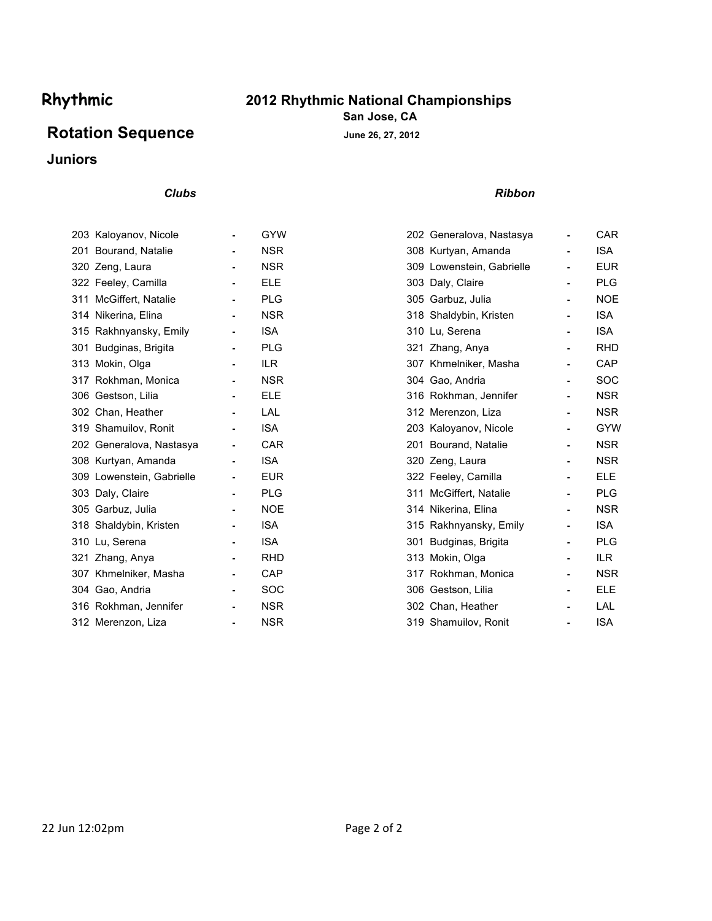# Rhythmic

## 2012 Rhythmic National Championships

**San Jose, CA**

**June 26, 27, 2012**

## Rotation Sequence

### Juniors

#### *Clubs*

| | | | |
|---|---|---|---|
| 203 | Kaloyanov, Nicole | - | GYW |
| 201 | Bourand, Natalie | - | NSR |
| 320 | Zeng, Laura | - | NSR |
| 322 | Feeley, Camilla | - | ELE |
| 311 | McGiffert, Natalie | - | PLG |
| 314 | Nikerina, Elina | - | NSR |
| 315 | Rakhnyansky, Emily | - | ISA |
| 301 | Budginas, Brigita | - | PLG |
| 313 | Mokin, Olga | - | ILR |
| 317 | Rokhman, Monica | - | NSR |
| 306 | Gestson, Lilia | - | ELE |
| 302 | Chan, Heather | - | LAL |
| 319 | Shamuilov, Ronit | - | ISA |
| 202 | Generalova, Nastasya | - | CAR |
| 308 | Kurtyan, Amanda | - | ISA |
| 309 | Lowenstein, Gabrielle | - | EUR |
| 303 | Daly, Claire | - | PLG |
| 305 | Garbuz, Julia | - | NOE |
| 318 | Shaldybin, Kristen | - | ISA |
| 310 | Lu, Serena | - | ISA |
| 321 | Zhang, Anya | - | RHD |
| 307 | Khmelniker, Masha | - | CAP |
| 304 | Gao, Andria | - | SOC |
| 316 | Rokhman, Jennifer | - | NSR |
| 312 | Merenzon, Liza | - | NSR |

#### *Ribbon*

| | | | |
|---|---|---|---|
| 202 | Generalova, Nastasya | - | CAR |
| 308 | Kurtyan, Amanda | - | ISA |
| 309 | Lowenstein, Gabrielle | - | EUR |
| 303 | Daly, Claire | - | PLG |
| 305 | Garbuz, Julia | - | NOE |
| 318 | Shaldybin, Kristen | - | ISA |
| 310 | Lu, Serena | - | ISA |
| 321 | Zhang, Anya | - | RHD |
| 307 | Khmelniker, Masha | - | CAP |
| 304 | Gao, Andria | - | SOC |
| 316 | Rokhman, Jennifer | - | NSR |
| 312 | Merenzon, Liza | - | NSR |
| 203 | Kaloyanov, Nicole | - | GYW |
| 201 | Bourand, Natalie | - | NSR |
| 320 | Zeng, Laura | - | NSR |
| 322 | Feeley, Camilla | - | ELE |
| 311 | McGiffert, Natalie | - | PLG |
| 314 | Nikerina, Elina | - | NSR |
| 315 | Rakhnyansky, Emily | - | ISA |
| 301 | Budginas, Brigita | - | PLG |
| 313 | Mokin, Olga | - | ILR |
| 317 | Rokhman, Monica | - | NSR |
| 306 | Gestson, Lilia | - | ELE |
| 302 | Chan, Heather | - | LAL |
| 319 | Shamuilov, Ronit | - | ISA |

22 Jun 12:02pm